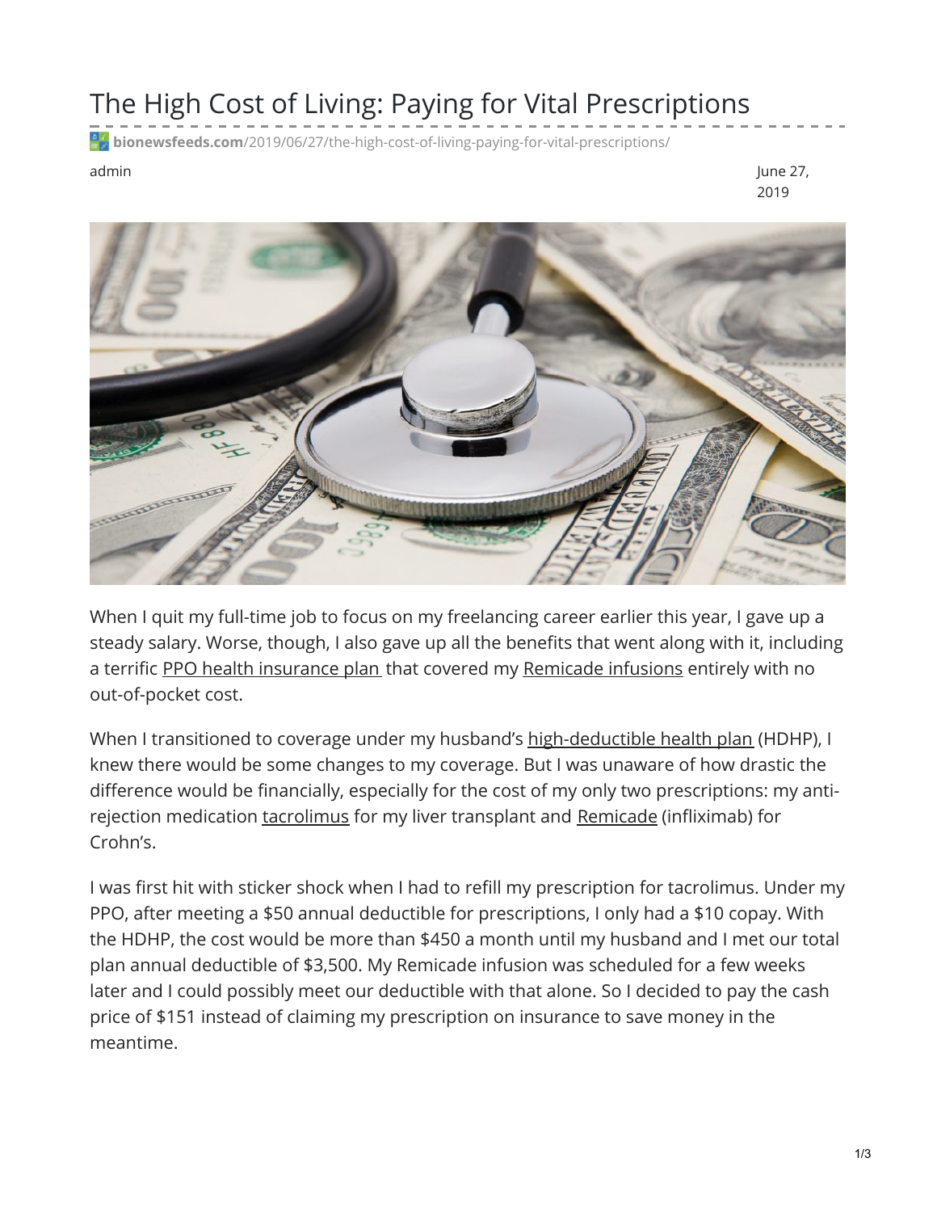# The High Cost of Living: Paying for Vital Prescriptions

bionewsfeeds.com/2019/06/27/the-high-cost-of-living-paying-for-vital-prescriptions/

admin

June 27, 2019

When I quit my full-time job to focus on my freelancing career earlier this year, I gave up a steady salary. Worse, though, I also gave up all the benefits that went along with it, including a terrific PPO health insurance plan that covered my Remicade infusions entirely with no out-of-pocket cost.

When I transitioned to coverage under my husband's high-deductible health plan (HDHP), I knew there would be some changes to my coverage. But I was unaware of how drastic the difference would be financially, especially for the cost of my only two prescriptions: my anti-rejection medication tacrolimus for my liver transplant and Remicade (infliximab) for Crohn's.

I was first hit with sticker shock when I had to refill my prescription for tacrolimus. Under my PPO, after meeting a $50 annual deductible for prescriptions, I only had a $10 copay. With the HDHP, the cost would be more than $450 a month until my husband and I met our total plan annual deductible of $3,500. My Remicade infusion was scheduled for a few weeks later and I could possibly meet our deductible with that alone. So I decided to pay the cash price of $151 instead of claiming my prescription on insurance to save money in the meantime.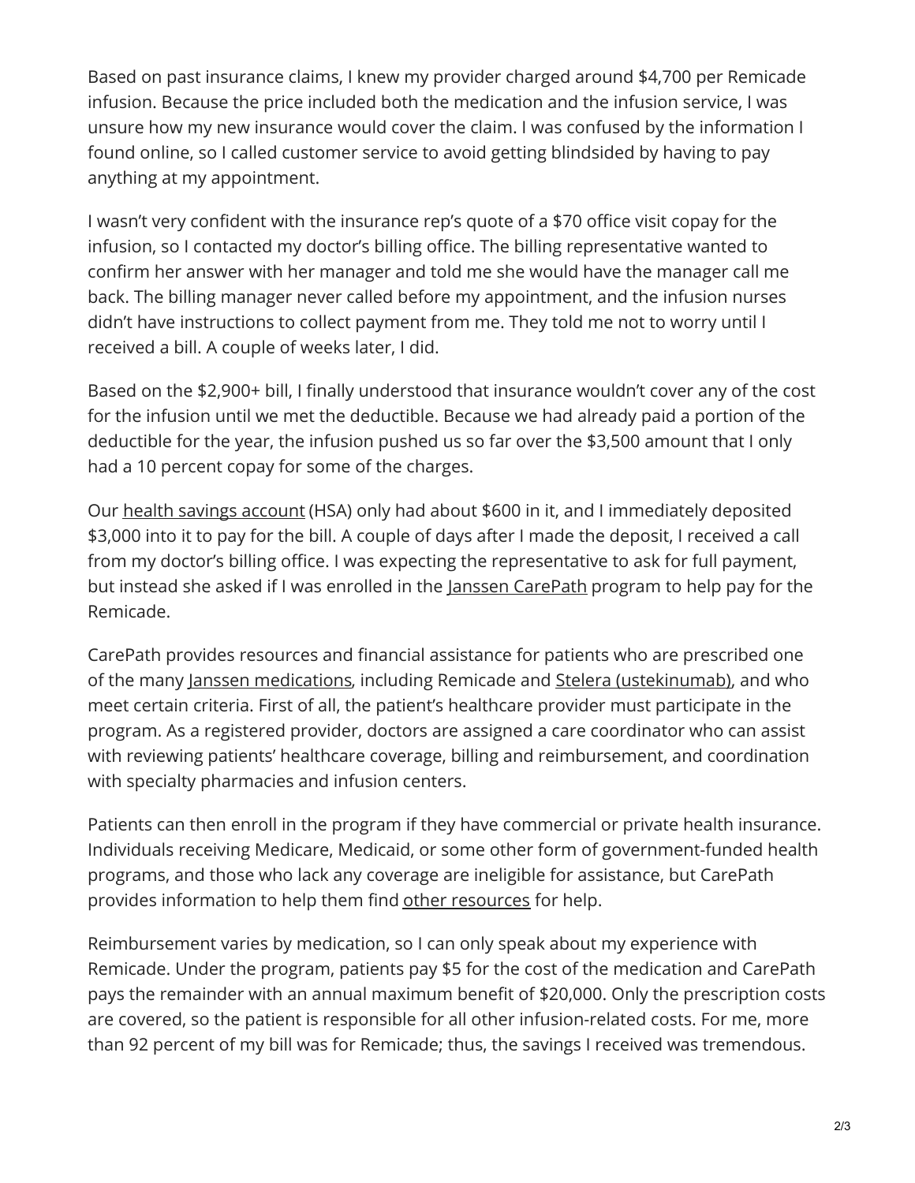Based on past insurance claims, I knew my provider charged around $4,700 per Remicade infusion. Because the price included both the medication and the infusion service, I was unsure how my new insurance would cover the claim. I was confused by the information I found online, so I called customer service to avoid getting blindsided by having to pay anything at my appointment.

I wasn't very confident with the insurance rep's quote of a $70 office visit copay for the infusion, so I contacted my doctor's billing office. The billing representative wanted to confirm her answer with her manager and told me she would have the manager call me back. The billing manager never called before my appointment, and the infusion nurses didn't have instructions to collect payment from me. They told me not to worry until I received a bill. A couple of weeks later, I did.

Based on the $2,900+ bill, I finally understood that insurance wouldn't cover any of the cost for the infusion until we met the deductible. Because we had already paid a portion of the deductible for the year, the infusion pushed us so far over the $3,500 amount that I only had a 10 percent copay for some of the charges.

Our health savings account (HSA) only had about $600 in it, and I immediately deposited $3,000 into it to pay for the bill. A couple of days after I made the deposit, I received a call from my doctor's billing office. I was expecting the representative to ask for full payment, but instead she asked if I was enrolled in the Janssen CarePath program to help pay for the Remicade.

CarePath provides resources and financial assistance for patients who are prescribed one of the many Janssen medications, including Remicade and Stelera (ustekinumab), and who meet certain criteria. First of all, the patient's healthcare provider must participate in the program. As a registered provider, doctors are assigned a care coordinator who can assist with reviewing patients' healthcare coverage, billing and reimbursement, and coordination with specialty pharmacies and infusion centers.

Patients can then enroll in the program if they have commercial or private health insurance. Individuals receiving Medicare, Medicaid, or some other form of government-funded health programs, and those who lack any coverage are ineligible for assistance, but CarePath provides information to help them find other resources for help.

Reimbursement varies by medication, so I can only speak about my experience with Remicade. Under the program, patients pay $5 for the cost of the medication and CarePath pays the remainder with an annual maximum benefit of $20,000. Only the prescription costs are covered, so the patient is responsible for all other infusion-related costs. For me, more than 92 percent of my bill was for Remicade; thus, the savings I received was tremendous.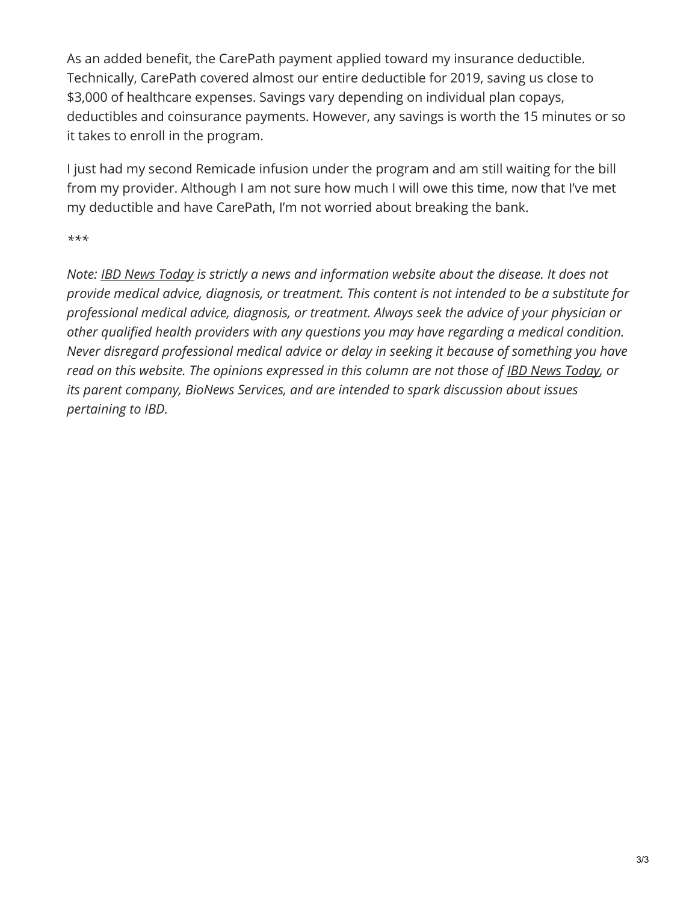As an added benefit, the CarePath payment applied toward my insurance deductible. Technically, CarePath covered almost our entire deductible for 2019, saving us close to $3,000 of healthcare expenses. Savings vary depending on individual plan copays, deductibles and coinsurance payments. However, any savings is worth the 15 minutes or so it takes to enroll in the program.

I just had my second Remicade infusion under the program and am still waiting for the bill from my provider. Although I am not sure how much I will owe this time, now that I've met my deductible and have CarePath, I'm not worried about breaking the bank.

*\*\*\**

*Note: IBD News Today is strictly a news and information website about the disease. It does not provide medical advice, diagnosis, or treatment. This content is not intended to be a substitute for professional medical advice, diagnosis, or treatment. Always seek the advice of your physician or other qualified health providers with any questions you may have regarding a medical condition. Never disregard professional medical advice or delay in seeking it because of something you have read on this website. The opinions expressed in this column are not those of IBD News Today, or its parent company, BioNews Services, and are intended to spark discussion about issues pertaining to IBD.*